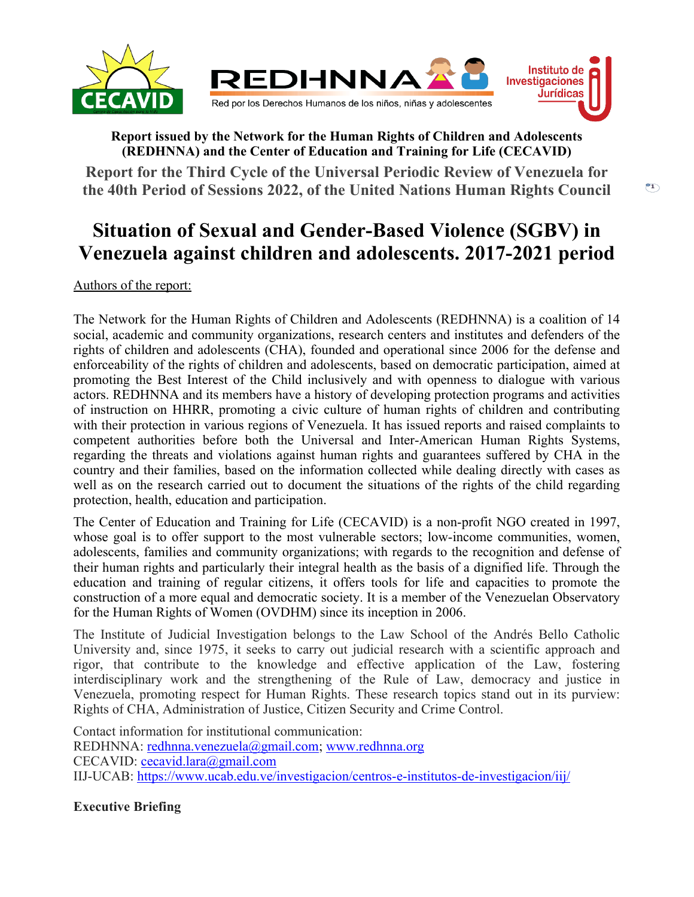**Report issued by the Network for the Human Rights of Children and Adolescents (REDHNNA) and the Center of Education and Training for Life (CECAVID)**

**Report for the Third Cycle of the Universal Periodic Review of Venezuela for the 40th Period of Sessions 2022, of the United Nations Human Rights Council**

# Situation of Sexual and Gender-Based Violence (SGBV) in Venezuela against children and adolescents. 2017-2021 period

Authors of the report:

The Network for the Human Rights of Children and Adolescents (REDHNNA) is a coalition of 14 social, academic and community organizations, research centers and institutes and defenders of the rights of children and adolescents (CHA), founded and operational since 2006 for the defense and enforceability of the rights of children and adolescents, based on democratic participation, aimed at promoting the Best Interest of the Child inclusively and with openness to dialogue with various actors. REDHNNA and its members have a history of developing protection programs and activities of instruction on HHRR, promoting a civic culture of human rights of children and contributing with their protection in various regions of Venezuela. It has issued reports and raised complaints to competent authorities before both the Universal and Inter-American Human Rights Systems, regarding the threats and violations against human rights and guarantees suffered by CHA in the country and their families, based on the information collected while dealing directly with cases as well as on the research carried out to document the situations of the rights of the child regarding protection, health, education and participation.

The Center of Education and Training for Life (CECAVID) is a non-profit NGO created in 1997, whose goal is to offer support to the most vulnerable sectors; low-income communities, women, adolescents, families and community organizations; with regards to the recognition and defense of their human rights and particularly their integral health as the basis of a dignified life. Through the education and training of regular citizens, it offers tools for life and capacities to promote the construction of a more equal and democratic society. It is a member of the Venezuelan Observatory for the Human Rights of Women (OVDHM) since its inception in 2006.

The Institute of Judicial Investigation belongs to the Law School of the Andrés Bello Catholic University and, since 1975, it seeks to carry out judicial research with a scientific approach and rigor, that contribute to the knowledge and effective application of the Law, fostering interdisciplinary work and the strengthening of the Rule of Law, democracy and justice in Venezuela, promoting respect for Human Rights. These research topics stand out in its purview: Rights of CHA, Administration of Justice, Citizen Security and Crime Control.

Contact information for institutional communication:
REDHNNA: redhnna.venezuela@gmail.com; www.redhnna.org
CECAVID: cecavid.lara@gmail.com
IIJ-UCAB: https://www.ucab.edu.ve/investigacion/centros-e-institutos-de-investigacion/iij/

**Executive Briefing**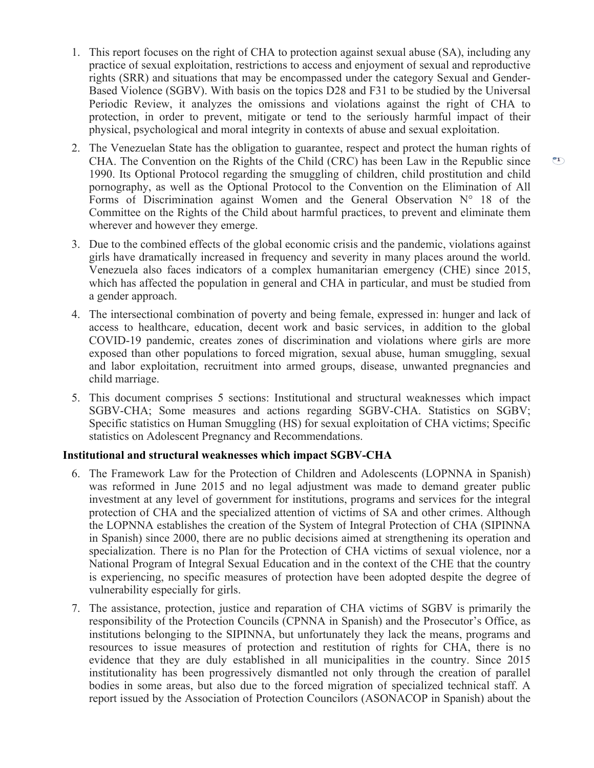1. This report focuses on the right of CHA to protection against sexual abuse (SA), including any practice of sexual exploitation, restrictions to access and enjoyment of sexual and reproductive rights (SRR) and situations that may be encompassed under the category Sexual and Gender-Based Violence (SGBV). With basis on the topics D28 and F31 to be studied by the Universal Periodic Review, it analyzes the omissions and violations against the right of CHA to protection, in order to prevent, mitigate or tend to the seriously harmful impact of their physical, psychological and moral integrity in contexts of abuse and sexual exploitation.

2. The Venezuelan State has the obligation to guarantee, respect and protect the human rights of CHA. The Convention on the Rights of the Child (CRC) has been Law in the Republic since 1990. Its Optional Protocol regarding the smuggling of children, child prostitution and child pornography, as well as the Optional Protocol to the Convention on the Elimination of All Forms of Discrimination against Women and the General Observation N° 18 of the Committee on the Rights of the Child about harmful practices, to prevent and eliminate them wherever and however they emerge.

3. Due to the combined effects of the global economic crisis and the pandemic, violations against girls have dramatically increased in frequency and severity in many places around the world. Venezuela also faces indicators of a complex humanitarian emergency (CHE) since 2015, which has affected the population in general and CHA in particular, and must be studied from a gender approach.

4. The intersectional combination of poverty and being female, expressed in: hunger and lack of access to healthcare, education, decent work and basic services, in addition to the global COVID-19 pandemic, creates zones of discrimination and violations where girls are more exposed than other populations to forced migration, sexual abuse, human smuggling, sexual and labor exploitation, recruitment into armed groups, disease, unwanted pregnancies and child marriage.

5. This document comprises 5 sections: Institutional and structural weaknesses which impact SGBV-CHA; Some measures and actions regarding SGBV-CHA. Statistics on SGBV; Specific statistics on Human Smuggling (HS) for sexual exploitation of CHA victims; Specific statistics on Adolescent Pregnancy and Recommendations.

**Institutional and structural weaknesses which impact SGBV-CHA**

6. The Framework Law for the Protection of Children and Adolescents (LOPNNA in Spanish) was reformed in June 2015 and no legal adjustment was made to demand greater public investment at any level of government for institutions, programs and services for the integral protection of CHA and the specialized attention of victims of SA and other crimes. Although the LOPNNA establishes the creation of the System of Integral Protection of CHA (SIPINNA in Spanish) since 2000, there are no public decisions aimed at strengthening its operation and specialization. There is no Plan for the Protection of CHA victims of sexual violence, nor a National Program of Integral Sexual Education and in the context of the CHE that the country is experiencing, no specific measures of protection have been adopted despite the degree of vulnerability especially for girls.

7. The assistance, protection, justice and reparation of CHA victims of SGBV is primarily the responsibility of the Protection Councils (CPNNA in Spanish) and the Prosecutor's Office, as institutions belonging to the SIPINNA, but unfortunately they lack the means, programs and resources to issue measures of protection and restitution of rights for CHA, there is no evidence that they are duly established in all municipalities in the country. Since 2015 institutionality has been progressively dismantled not only through the creation of parallel bodies in some areas, but also due to the forced migration of specialized technical staff. A report issued by the Association of Protection Councilors (ASONACOP in Spanish) about the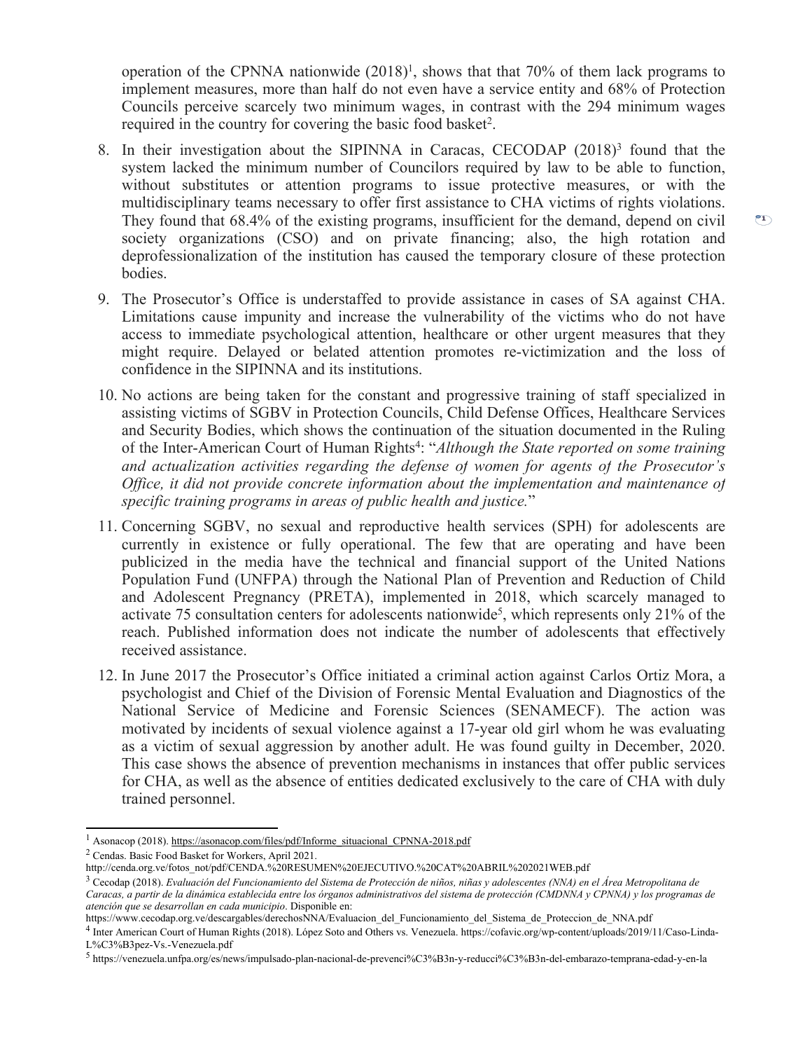operation of the CPNNA nationwide (2018)[1], shows that that 70% of them lack programs to implement measures, more than half do not even have a service entity and 68% of Protection Councils perceive scarcely two minimum wages, in contrast with the 294 minimum wages required in the country for covering the basic food basket[2].

8. In their investigation about the SIPINNA in Caracas, CECODAP (2018)[3] found that the system lacked the minimum number of Councilors required by law to be able to function, without substitutes or attention programs to issue protective measures, or with the multidisciplinary teams necessary to offer first assistance to CHA victims of rights violations. They found that 68.4% of the existing programs, insufficient for the demand, depend on civil society organizations (CSO) and on private financing; also, the high rotation and deprofessionalization of the institution has caused the temporary closure of these protection bodies.

9. The Prosecutor's Office is understaffed to provide assistance in cases of SA against CHA. Limitations cause impunity and increase the vulnerability of the victims who do not have access to immediate psychological attention, healthcare or other urgent measures that they might require. Delayed or belated attention promotes re-victimization and the loss of confidence in the SIPINNA and its institutions.

10. No actions are being taken for the constant and progressive training of staff specialized in assisting victims of SGBV in Protection Councils, Child Defense Offices, Healthcare Services and Security Bodies, which shows the continuation of the situation documented in the Ruling of the Inter-American Court of Human Rights[4]: "*Although the State reported on some training and actualization activities regarding the defense of women for agents of the Prosecutor's Office, it did not provide concrete information about the implementation and maintenance of specific training programs in areas of public health and justice.*"

11. Concerning SGBV, no sexual and reproductive health services (SPH) for adolescents are currently in existence or fully operational. The few that are operating and have been publicized in the media have the technical and financial support of the United Nations Population Fund (UNFPA) through the National Plan of Prevention and Reduction of Child and Adolescent Pregnancy (PRETA), implemented in 2018, which scarcely managed to activate 75 consultation centers for adolescents nationwide[5], which represents only 21% of the reach. Published information does not indicate the number of adolescents that effectively received assistance.

12. In June 2017 the Prosecutor's Office initiated a criminal action against Carlos Ortiz Mora, a psychologist and Chief of the Division of Forensic Mental Evaluation and Diagnostics of the National Service of Medicine and Forensic Sciences (SENAMECF). The action was motivated by incidents of sexual violence against a 17-year old girl whom he was evaluating as a victim of sexual aggression by another adult. He was found guilty in December, 2020. This case shows the absence of prevention mechanisms in instances that offer public services for CHA, as well as the absence of entities dedicated exclusively to the care of CHA with duly trained personnel.

---

[1] Asonacop (2018). https://asonacop.com/files/pdf/Informe_situacional_CPNNA-2018.pdf

[2] Cendas. Basic Food Basket for Workers, April 2021. http://cenda.org.ve/fotos_not/pdf/CENDA.%20RESUMEN%20EJECUTIVO.%20CAT%20ABRIL%202021WEB.pdf

[3] Cecodap (2018). *Evaluación del Funcionamiento del Sistema de Protección de niños, niñas y adolescentes (NNA) en el Área Metropolitana de Caracas, a partir de la dinámica establecida entre los órganos administrativos del sistema de protección (CMDNNA y CPNNA) y los programas de atención que se desarrollan en cada municipio*. Disponible en: https://www.cecodap.org.ve/descargables/derechosNNA/Evaluacion_del_Funcionamiento_del_Sistema_de_Proteccion_de_NNA.pdf

[4] Inter American Court of Human Rights (2018). López Soto and Others vs. Venezuela. https://cofavic.org/wp-content/uploads/2019/11/Caso-Linda-L%C3%B3pez-Vs.-Venezuela.pdf

[5] https://venezuela.unfpa.org/es/news/impulsado-plan-nacional-de-prevenci%C3%B3n-y-reducci%C3%B3n-del-embarazo-temprana-edad-y-en-la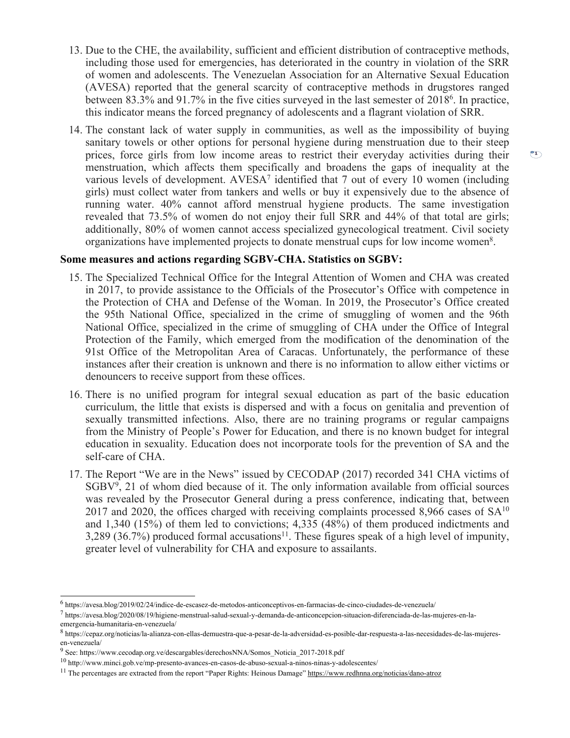13. Due to the CHE, the availability, sufficient and efficient distribution of contraceptive methods, including those used for emergencies, has deteriorated in the country in violation of the SRR of women and adolescents. The Venezuelan Association for an Alternative Sexual Education (AVESA) reported that the general scarcity of contraceptive methods in drugstores ranged between 83.3% and 91.7% in the five cities surveyed in the last semester of 2018[6]. In practice, this indicator means the forced pregnancy of adolescents and a flagrant violation of SRR.

14. The constant lack of water supply in communities, as well as the impossibility of buying sanitary towels or other options for personal hygiene during menstruation due to their steep prices, force girls from low income areas to restrict their everyday activities during their menstruation, which affects them specifically and broadens the gaps of inequality at the various levels of development. AVESA[7] identified that 7 out of every 10 women (including girls) must collect water from tankers and wells or buy it expensively due to the absence of running water. 40% cannot afford menstrual hygiene products. The same investigation revealed that 73.5% of women do not enjoy their full SRR and 44% of that total are girls; additionally, 80% of women cannot access specialized gynecological treatment. Civil society organizations have implemented projects to donate menstrual cups for low income women[8].

**Some measures and actions regarding SGBV-CHA. Statistics on SGBV:**

15. The Specialized Technical Office for the Integral Attention of Women and CHA was created in 2017, to provide assistance to the Officials of the Prosecutor's Office with competence in the Protection of CHA and Defense of the Woman. In 2019, the Prosecutor's Office created the 95th National Office, specialized in the crime of smuggling of women and the 96th National Office, specialized in the crime of smuggling of CHA under the Office of Integral Protection of the Family, which emerged from the modification of the denomination of the 91st Office of the Metropolitan Area of Caracas. Unfortunately, the performance of these instances after their creation is unknown and there is no information to allow either victims or denouncers to receive support from these offices.

16. There is no unified program for integral sexual education as part of the basic education curriculum, the little that exists is dispersed and with a focus on genitalia and prevention of sexually transmitted infections. Also, there are no training programs or regular campaigns from the Ministry of People's Power for Education, and there is no known budget for integral education in sexuality. Education does not incorporate tools for the prevention of SA and the self-care of CHA.

17. The Report "We are in the News" issued by CECODAP (2017) recorded 341 CHA victims of SGBV[9], 21 of whom died because of it. The only information available from official sources was revealed by the Prosecutor General during a press conference, indicating that, between 2017 and 2020, the offices charged with receiving complaints processed 8,966 cases of SA[10] and 1,340 (15%) of them led to convictions; 4,335 (48%) of them produced indictments and 3,289 (36.7%) produced formal accusations[11]. These figures speak of a high level of impunity, greater level of vulnerability for CHA and exposure to assailants.

---

[6] https://avesa.blog/2019/02/24/indice-de-escasez-de-metodos-anticonceptivos-en-farmacias-de-cinco-ciudades-de-venezuela/

[7] https://avesa.blog/2020/08/19/higiene-menstrual-salud-sexual-y-demanda-de-anticoncepcion-situacion-diferenciada-de-las-mujeres-en-la-emergencia-humanitaria-en-venezuela/

[8] https://cepaz.org/noticias/la-alianza-con-ellas-demuestra-que-a-pesar-de-la-adversidad-es-posible-dar-respuesta-a-las-necesidades-de-las-mujeres-en-venezuela/

[9] See: https://www.cecodap.org.ve/descargables/derechosNNA/Somos_Noticia_2017-2018.pdf

[10] http://www.minci.gob.ve/mp-presento-avances-en-casos-de-abuso-sexual-a-ninos-ninas-y-adolescentes/

[11] The percentages are extracted from the report "Paper Rights: Heinous Damage" https://www.redhnna.org/noticias/dano-atroz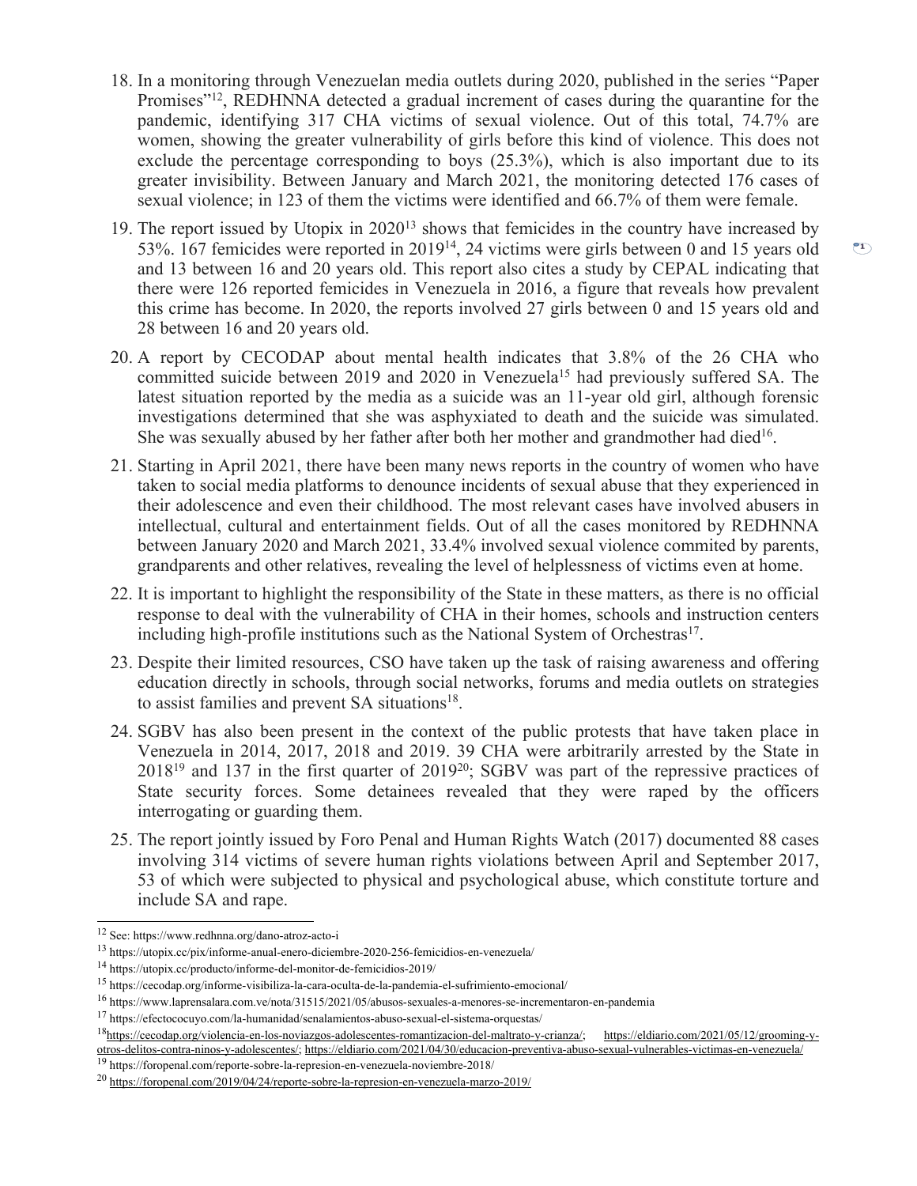18. In a monitoring through Venezuelan media outlets during 2020, published in the series "Paper Promises"[12], REDHNNA detected a gradual increment of cases during the quarantine for the pandemic, identifying 317 CHA victims of sexual violence. Out of this total, 74.7% are women, showing the greater vulnerability of girls before this kind of violence. This does not exclude the percentage corresponding to boys (25.3%), which is also important due to its greater invisibility. Between January and March 2021, the monitoring detected 176 cases of sexual violence; in 123 of them the victims were identified and 66.7% of them were female.

19. The report issued by Utopix in 2020[13] shows that femicides in the country have increased by 53%. 167 femicides were reported in 2019[14], 24 victims were girls between 0 and 15 years old and 13 between 16 and 20 years old. This report also cites a study by CEPAL indicating that there were 126 reported femicides in Venezuela in 2016, a figure that reveals how prevalent this crime has become. In 2020, the reports involved 27 girls between 0 and 15 years old and 28 between 16 and 20 years old.

20. A report by CECODAP about mental health indicates that 3.8% of the 26 CHA who committed suicide between 2019 and 2020 in Venezuela[15] had previously suffered SA. The latest situation reported by the media as a suicide was an 11-year old girl, although forensic investigations determined that she was asphyxiated to death and the suicide was simulated. She was sexually abused by her father after both her mother and grandmother had died[16].

21. Starting in April 2021, there have been many news reports in the country of women who have taken to social media platforms to denounce incidents of sexual abuse that they experienced in their adolescence and even their childhood. The most relevant cases have involved abusers in intellectual, cultural and entertainment fields. Out of all the cases monitored by REDHNNA between January 2020 and March 2021, 33.4% involved sexual violence commited by parents, grandparents and other relatives, revealing the level of helplessness of victims even at home.

22. It is important to highlight the responsibility of the State in these matters, as there is no official response to deal with the vulnerability of CHA in their homes, schools and instruction centers including high-profile institutions such as the National System of Orchestras[17].

23. Despite their limited resources, CSO have taken up the task of raising awareness and offering education directly in schools, through social networks, forums and media outlets on strategies to assist families and prevent SA situations[18].

24. SGBV has also been present in the context of the public protests that have taken place in Venezuela in 2014, 2017, 2018 and 2019. 39 CHA were arbitrarily arrested by the State in 2018[19] and 137 in the first quarter of 2019[20]; SGBV was part of the repressive practices of State security forces. Some detainees revealed that they were raped by the officers interrogating or guarding them.

25. The report jointly issued by Foro Penal and Human Rights Watch (2017) documented 88 cases involving 314 victims of severe human rights violations between April and September 2017, 53 of which were subjected to physical and psychological abuse, which constitute torture and include SA and rape.

---

[12] See: https://www.redhnna.org/dano-atroz-acto-i

[13] https://utopix.cc/pix/informe-anual-enero-diciembre-2020-256-femicidios-en-venezuela/

[14] https://utopix.cc/producto/informe-del-monitor-de-femicidios-2019/

[15] https://cecodap.org/informe-visibiliza-la-cara-oculta-de-la-pandemia-el-sufrimiento-emocional/

[16] https://www.laprensalara.com.ve/nota/31515/2021/05/abusos-sexuales-a-menores-se-incrementaron-en-pandemia

[17] https://efectococuyo.com/la-humanidad/senalamientos-abuso-sexual-el-sistema-orquestas/

[18] https://cecodap.org/violencia-en-los-noviazgos-adolescentes-romantizacion-del-maltrato-y-crianza/; https://eldiario.com/2021/05/12/grooming-y-otros-delitos-contra-ninos-y-adolescentes/; https://eldiario.com/2021/04/30/educacion-preventiva-abuso-sexual-vulnerables-victimas-en-venezuela/

[19] https://foropenal.com/reporte-sobre-la-represion-en-venezuela-noviembre-2018/

[20] https://foropenal.com/2019/04/24/reporte-sobre-la-represion-en-venezuela-marzo-2019/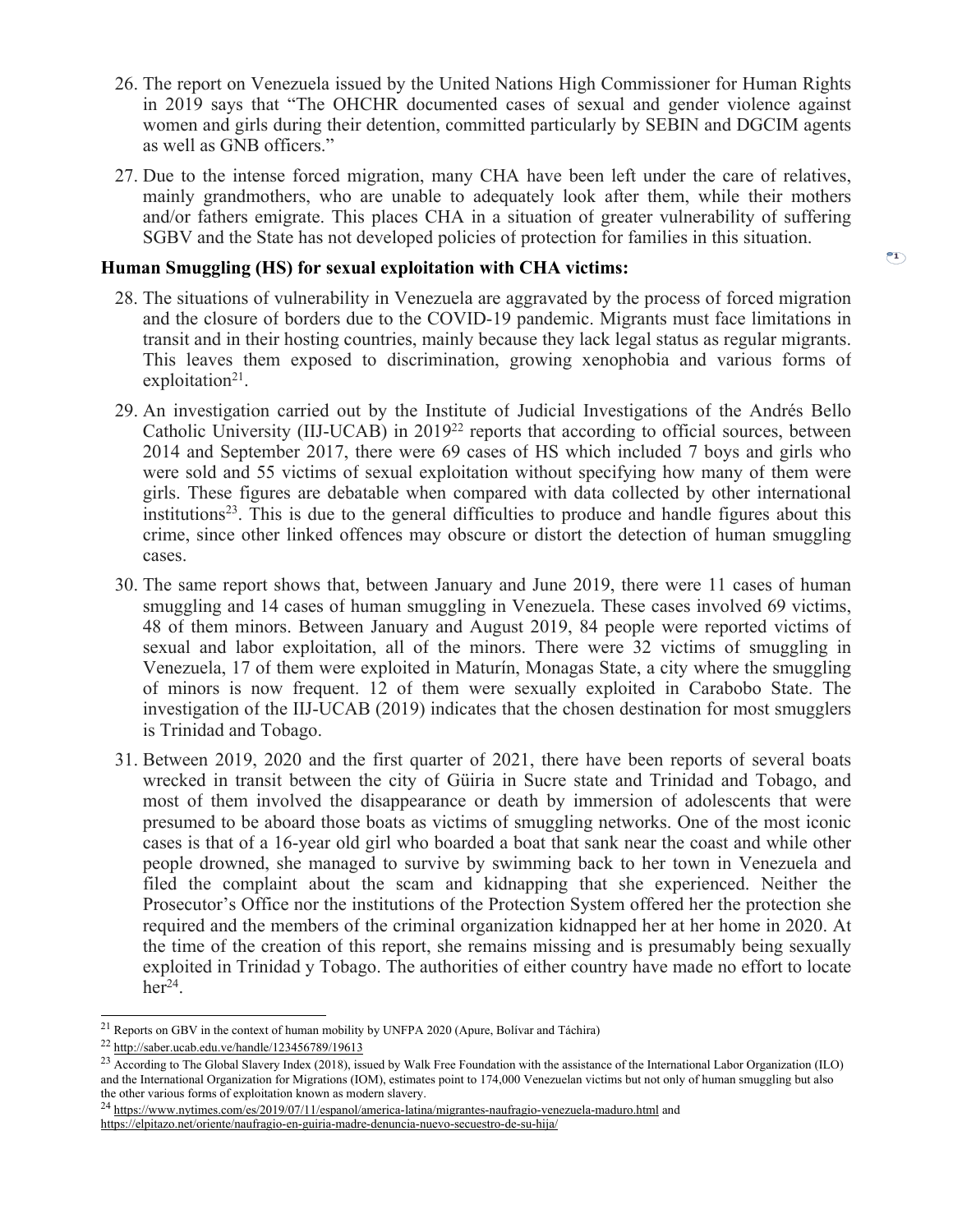26. The report on Venezuela issued by the United Nations High Commissioner for Human Rights in 2019 says that "The OHCHR documented cases of sexual and gender violence against women and girls during their detention, committed particularly by SEBIN and DGCIM agents as well as GNB officers."

27. Due to the intense forced migration, many CHA have been left under the care of relatives, mainly grandmothers, who are unable to adequately look after them, while their mothers and/or fathers emigrate. This places CHA in a situation of greater vulnerability of suffering SGBV and the State has not developed policies of protection for families in this situation.

**Human Smuggling (HS) for sexual exploitation with CHA victims:**

28. The situations of vulnerability in Venezuela are aggravated by the process of forced migration and the closure of borders due to the COVID-19 pandemic. Migrants must face limitations in transit and in their hosting countries, mainly because they lack legal status as regular migrants. This leaves them exposed to discrimination, growing xenophobia and various forms of exploitation[21].

29. An investigation carried out by the Institute of Judicial Investigations of the Andrés Bello Catholic University (IIJ-UCAB) in 2019[22] reports that according to official sources, between 2014 and September 2017, there were 69 cases of HS which included 7 boys and girls who were sold and 55 victims of sexual exploitation without specifying how many of them were girls. These figures are debatable when compared with data collected by other international institutions[23]. This is due to the general difficulties to produce and handle figures about this crime, since other linked offences may obscure or distort the detection of human smuggling cases.

30. The same report shows that, between January and June 2019, there were 11 cases of human smuggling and 14 cases of human smuggling in Venezuela. These cases involved 69 victims, 48 of them minors. Between January and August 2019, 84 people were reported victims of sexual and labor exploitation, all of the minors. There were 32 victims of smuggling in Venezuela, 17 of them were exploited in Maturín, Monagas State, a city where the smuggling of minors is now frequent. 12 of them were sexually exploited in Carabobo State. The investigation of the IIJ-UCAB (2019) indicates that the chosen destination for most smugglers is Trinidad and Tobago.

31. Between 2019, 2020 and the first quarter of 2021, there have been reports of several boats wrecked in transit between the city of Güiria in Sucre state and Trinidad and Tobago, and most of them involved the disappearance or death by immersion of adolescents that were presumed to be aboard those boats as victims of smuggling networks. One of the most iconic cases is that of a 16-year old girl who boarded a boat that sank near the coast and while other people drowned, she managed to survive by swimming back to her town in Venezuela and filed the complaint about the scam and kidnapping that she experienced. Neither the Prosecutor's Office nor the institutions of the Protection System offered her the protection she required and the members of the criminal organization kidnapped her at her home in 2020. At the time of the creation of this report, she remains missing and is presumably being sexually exploited in Trinidad y Tobago. The authorities of either country have made no effort to locate her[24].

---

[21] Reports on GBV in the context of human mobility by UNFPA 2020 (Apure, Bolívar and Táchira)

[22] http://saber.ucab.edu.ve/handle/123456789/19613

[23] According to The Global Slavery Index (2018), issued by Walk Free Foundation with the assistance of the International Labor Organization (ILO) and the International Organization for Migrations (IOM), estimates point to 174,000 Venezuelan victims but not only of human smuggling but also the other various forms of exploitation known as modern slavery.

[24] https://www.nytimes.com/es/2019/07/11/espanol/america-latina/migrantes-naufragio-venezuela-maduro.html and https://elpitazo.net/oriente/naufragio-en-guiria-madre-denuncia-nuevo-secuestro-de-su-hija/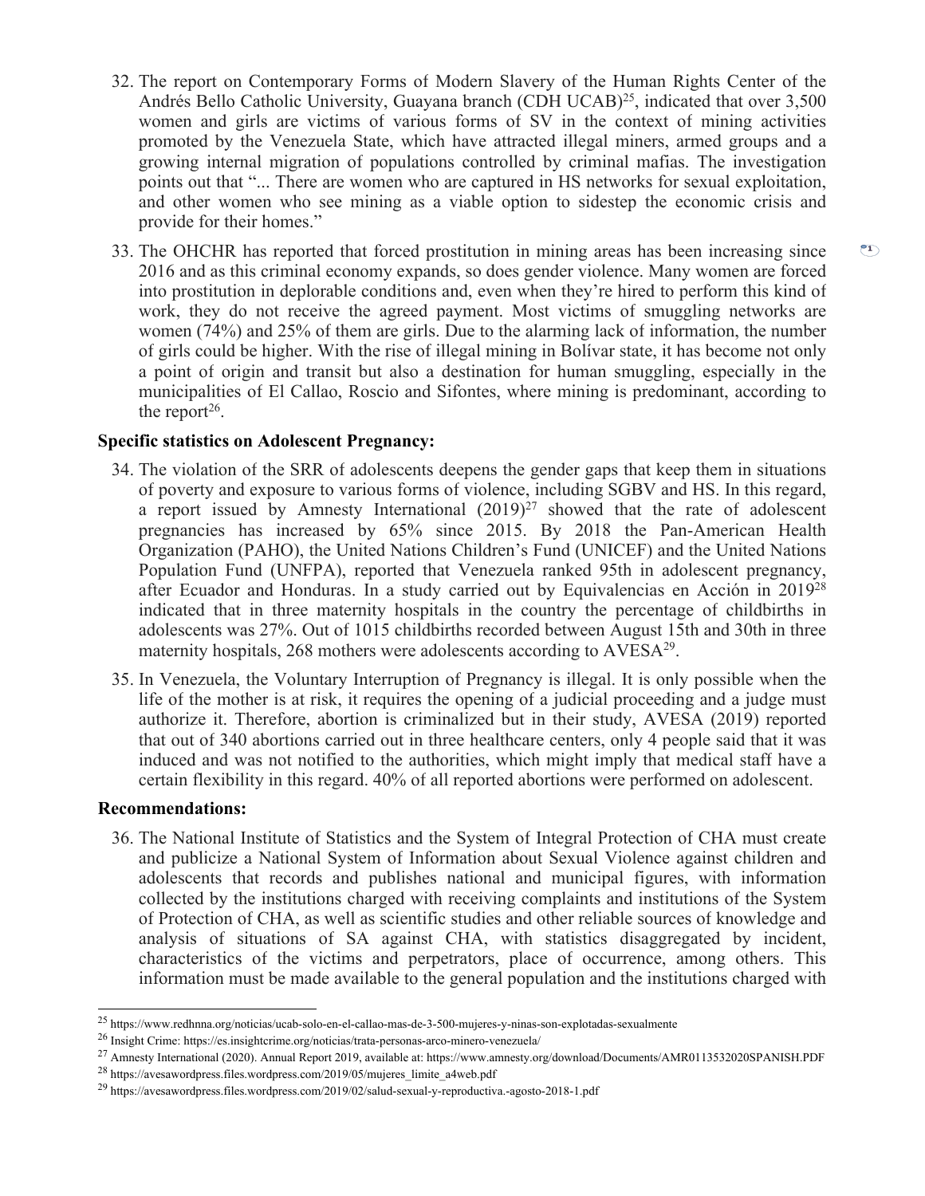32. The report on Contemporary Forms of Modern Slavery of the Human Rights Center of the Andrés Bello Catholic University, Guayana branch (CDH UCAB)[25], indicated that over 3,500 women and girls are victims of various forms of SV in the context of mining activities promoted by the Venezuela State, which have attracted illegal miners, armed groups and a growing internal migration of populations controlled by criminal mafias. The investigation points out that "... There are women who are captured in HS networks for sexual exploitation, and other women who see mining as a viable option to sidestep the economic crisis and provide for their homes."

33. The OHCHR has reported that forced prostitution in mining areas has been increasing since 2016 and as this criminal economy expands, so does gender violence. Many women are forced into prostitution in deplorable conditions and, even when they're hired to perform this kind of work, they do not receive the agreed payment. Most victims of smuggling networks are women (74%) and 25% of them are girls. Due to the alarming lack of information, the number of girls could be higher. With the rise of illegal mining in Bolívar state, it has become not only a point of origin and transit but also a destination for human smuggling, especially in the municipalities of El Callao, Roscio and Sifontes, where mining is predominant, according to the report[26].

**Specific statistics on Adolescent Pregnancy:**

34. The violation of the SRR of adolescents deepens the gender gaps that keep them in situations of poverty and exposure to various forms of violence, including SGBV and HS. In this regard, a report issued by Amnesty International (2019)[27] showed that the rate of adolescent pregnancies has increased by 65% since 2015. By 2018 the Pan-American Health Organization (PAHO), the United Nations Children's Fund (UNICEF) and the United Nations Population Fund (UNFPA), reported that Venezuela ranked 95th in adolescent pregnancy, after Ecuador and Honduras. In a study carried out by Equivalencias en Acción in 2019[28] indicated that in three maternity hospitals in the country the percentage of childbirths in adolescents was 27%. Out of 1015 childbirths recorded between August 15th and 30th in three maternity hospitals, 268 mothers were adolescents according to AVESA[29].

35. In Venezuela, the Voluntary Interruption of Pregnancy is illegal. It is only possible when the life of the mother is at risk, it requires the opening of a judicial proceeding and a judge must authorize it. Therefore, abortion is criminalized but in their study, AVESA (2019) reported that out of 340 abortions carried out in three healthcare centers, only 4 people said that it was induced and was not notified to the authorities, which might imply that medical staff have a certain flexibility in this regard. 40% of all reported abortions were performed on adolescent.

**Recommendations:**

36. The National Institute of Statistics and the System of Integral Protection of CHA must create and publicize a National System of Information about Sexual Violence against children and adolescents that records and publishes national and municipal figures, with information collected by the institutions charged with receiving complaints and institutions of the System of Protection of CHA, as well as scientific studies and other reliable sources of knowledge and analysis of situations of SA against CHA, with statistics disaggregated by incident, characteristics of the victims and perpetrators, place of occurrence, among others. This information must be made available to the general population and the institutions charged with

---

[25] https://www.redhnna.org/noticias/ucab-solo-en-el-callao-mas-de-3-500-mujeres-y-ninas-son-explotadas-sexualmente

[26] Insight Crime: https://es.insightcrime.org/noticias/trata-personas-arco-minero-venezuela/

[27] Amnesty International (2020). Annual Report 2019, available at: https://www.amnesty.org/download/Documents/AMR0113532020SPANISH.PDF

[28] https://avesawordpress.files.wordpress.com/2019/05/mujeres_limite_a4web.pdf

[29] https://avesawordpress.files.wordpress.com/2019/02/salud-sexual-y-reproductiva.-agosto-2018-1.pdf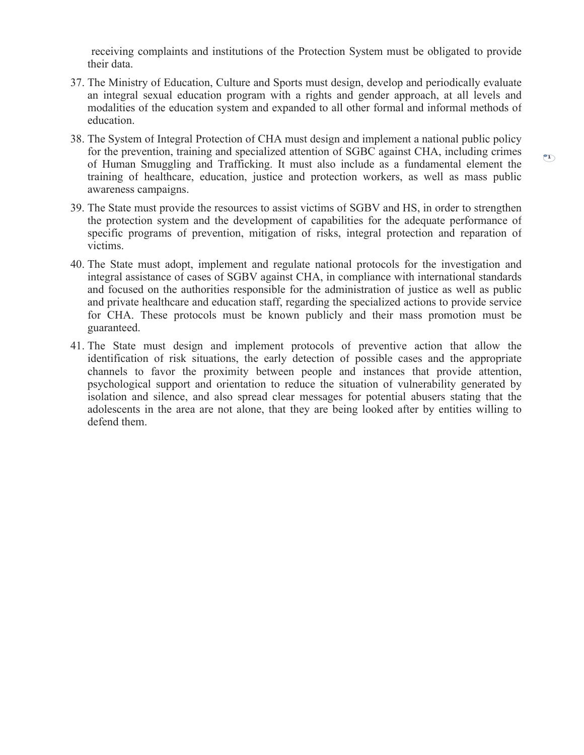receiving complaints and institutions of the Protection System must be obligated to provide their data.

37. The Ministry of Education, Culture and Sports must design, develop and periodically evaluate an integral sexual education program with a rights and gender approach, at all levels and modalities of the education system and expanded to all other formal and informal methods of education.
38. The System of Integral Protection of CHA must design and implement a national public policy for the prevention, training and specialized attention of SGBC against CHA, including crimes of Human Smuggling and Trafficking. It must also include as a fundamental element the training of healthcare, education, justice and protection workers, as well as mass public awareness campaigns.
39. The State must provide the resources to assist victims of SGBV and HS, in order to strengthen the protection system and the development of capabilities for the adequate performance of specific programs of prevention, mitigation of risks, integral protection and reparation of victims.
40. The State must adopt, implement and regulate national protocols for the investigation and integral assistance of cases of SGBV against CHA, in compliance with international standards and focused on the authorities responsible for the administration of justice as well as public and private healthcare and education staff, regarding the specialized actions to provide service for CHA. These protocols must be known publicly and their mass promotion must be guaranteed.
41. The State must design and implement protocols of preventive action that allow the identification of risk situations, the early detection of possible cases and the appropriate channels to favor the proximity between people and instances that provide attention, psychological support and orientation to reduce the situation of vulnerability generated by isolation and silence, and also spread clear messages for potential abusers stating that the adolescents in the area are not alone, that they are being looked after by entities willing to defend them.